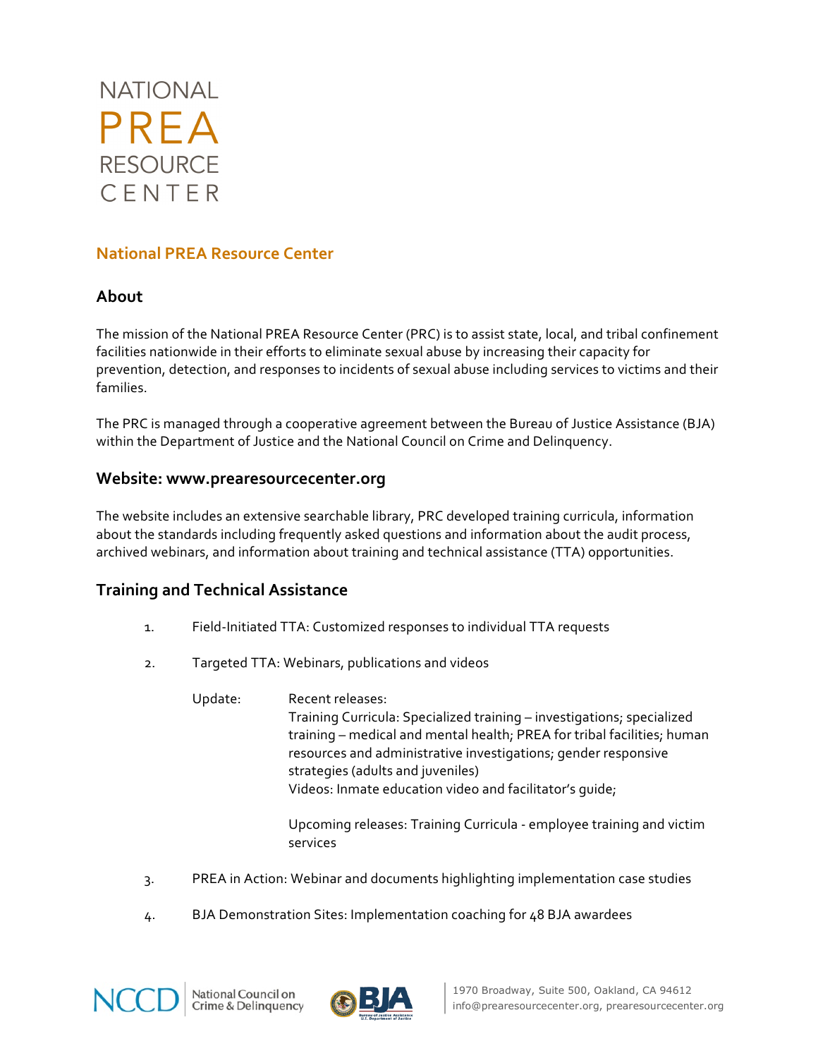NATIONAL
PREA
RESOURCE
CENTER

## National PREA Resource Center

### About

The mission of the National PREA Resource Center (PRC) is to assist state, local, and tribal confinement facilities nationwide in their efforts to eliminate sexual abuse by increasing their capacity for prevention, detection, and responses to incidents of sexual abuse including services to victims and their families.

The PRC is managed through a cooperative agreement between the Bureau of Justice Assistance (BJA) within the Department of Justice and the National Council on Crime and Delinquency.

### Website: www.prearesourcecenter.org

The website includes an extensive searchable library, PRC developed training curricula, information about the standards including frequently asked questions and information about the audit process, archived webinars, and information about training and technical assistance (TTA) opportunities.

### Training and Technical Assistance

1. Field-Initiated TTA: Customized responses to individual TTA requests

2. Targeted TTA: Webinars, publications and videos

   Update: Recent releases:
   Training Curricula: Specialized training – investigations; specialized training – medical and mental health; PREA for tribal facilities; human resources and administrative investigations; gender responsive strategies (adults and juveniles)
   Videos: Inmate education video and facilitator's guide;

   Upcoming releases: Training Curricula - employee training and victim services

3. PREA in Action: Webinar and documents highlighting implementation case studies

4. BJA Demonstration Sites: Implementation coaching for 48 BJA awardees

NCCD National Council on Crime & Delinquency | BJA

1970 Broadway, Suite 500, Oakland, CA 94612
info@prearesourcecenter.org, prearesourcecenter.org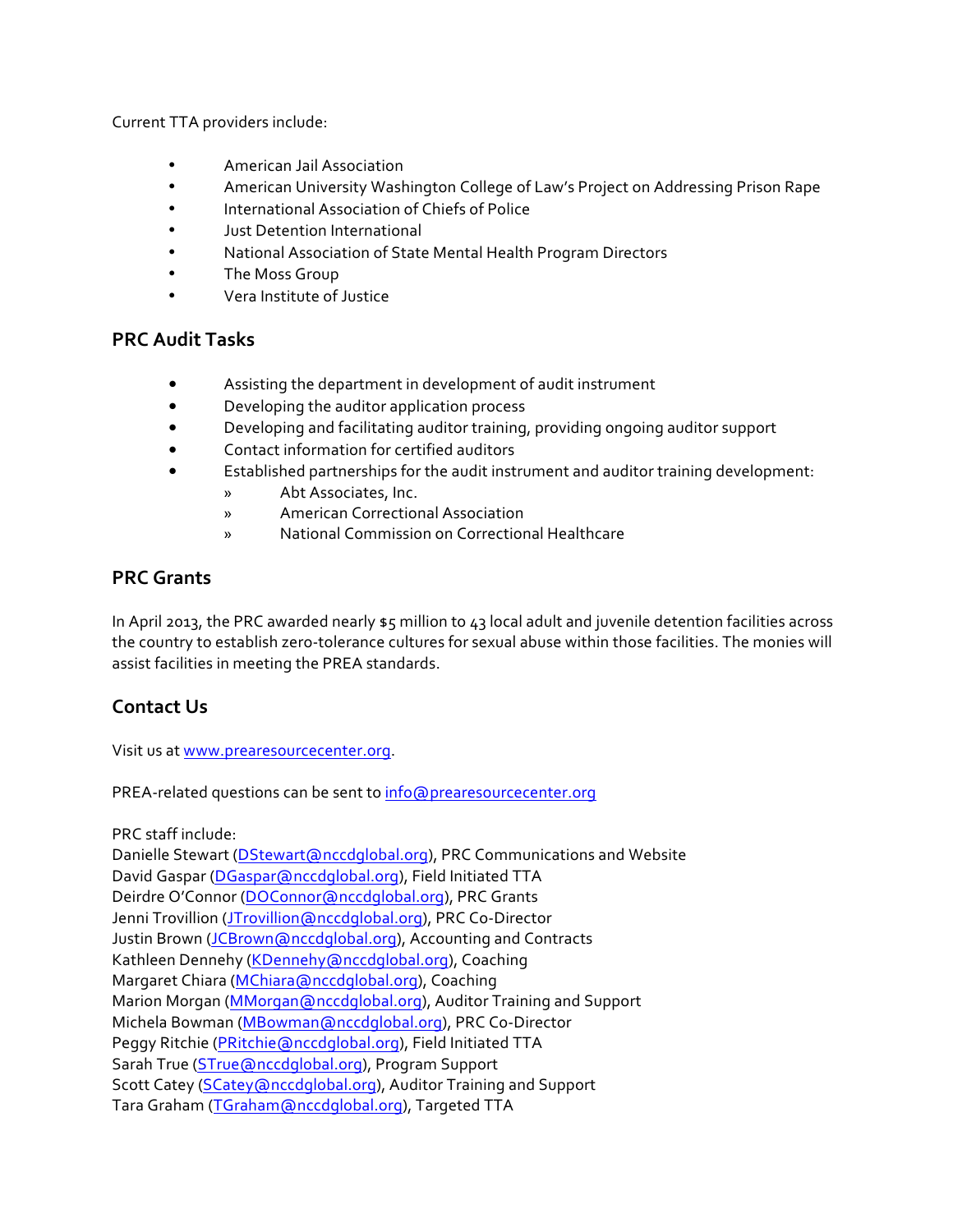Current TTA providers include:

- American Jail Association
- American University Washington College of Law's Project on Addressing Prison Rape
- International Association of Chiefs of Police
- Just Detention International
- National Association of State Mental Health Program Directors
- The Moss Group
- Vera Institute of Justice

## PRC Audit Tasks

- Assisting the department in development of audit instrument
- Developing the auditor application process
- Developing and facilitating auditor training, providing ongoing auditor support
- Contact information for certified auditors
- Established partnerships for the audit instrument and auditor training development:
  - Abt Associates, Inc.
  - American Correctional Association
  - National Commission on Correctional Healthcare

## PRC Grants

In April 2013, the PRC awarded nearly $5 million to 43 local adult and juvenile detention facilities across the country to establish zero-tolerance cultures for sexual abuse within those facilities. The monies will assist facilities in meeting the PREA standards.

## Contact Us

Visit us at www.prearesourcecenter.org.

PREA-related questions can be sent to info@prearesourcecenter.org

PRC staff include:
Danielle Stewart (DStewart@nccdglobal.org), PRC Communications and Website
David Gaspar (DGaspar@nccdglobal.org), Field Initiated TTA
Deirdre O'Connor (DOConnor@nccdglobal.org), PRC Grants
Jenni Trovillion (JTrovillion@nccdglobal.org), PRC Co-Director
Justin Brown (JCBrown@nccdglobal.org), Accounting and Contracts
Kathleen Dennehy (KDennehy@nccdglobal.org), Coaching
Margaret Chiara (MChiara@nccdglobal.org), Coaching
Marion Morgan (MMorgan@nccdglobal.org), Auditor Training and Support
Michela Bowman (MBowman@nccdglobal.org), PRC Co-Director
Peggy Ritchie (PRitchie@nccdglobal.org), Field Initiated TTA
Sarah True (STrue@nccdglobal.org), Program Support
Scott Catey (SCatey@nccdglobal.org), Auditor Training and Support
Tara Graham (TGraham@nccdglobal.org), Targeted TTA